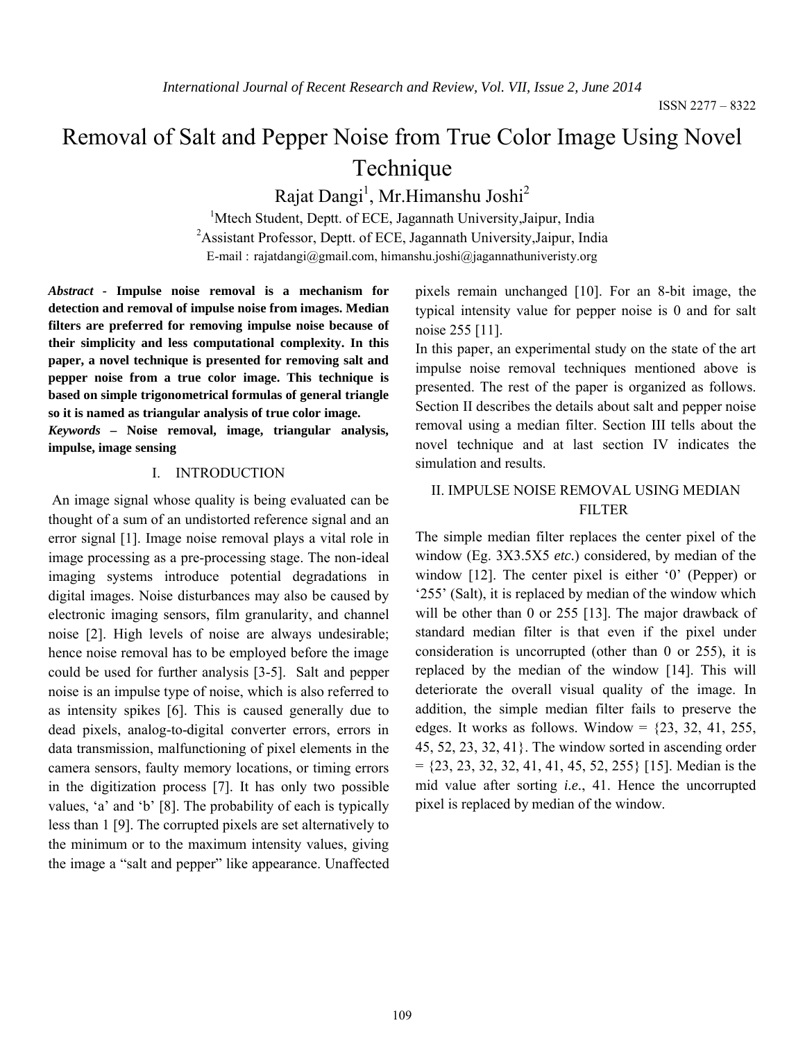# Removal of Salt and Pepper Noise from True Color Image Using Novel Technique

Rajat Dangi[1], Mr.Himanshu Joshi[2]

[1]Mtech Student, Deptt. of ECE, Jagannath University,Jaipur, India

[2]Assistant Professor, Deptt. of ECE, Jagannath University,Jaipur, India

E-mail : rajatdangi@gmail.com, himanshu.joshi@jagannathuniveristy.org

***Abstract* - Impulse noise removal is a mechanism for detection and removal of impulse noise from images. Median filters are preferred for removing impulse noise because of their simplicity and less computational complexity. In this paper, a novel technique is presented for removing salt and pepper noise from a true color image. This technique is based on simple trigonometrical formulas of general triangle so it is named as triangular analysis of true color image.**

***Keywords* – Noise removal, image, triangular analysis, impulse, image sensing**

## I. INTRODUCTION

An image signal whose quality is being evaluated can be thought of a sum of an undistorted reference signal and an error signal [1]. Image noise removal plays a vital role in image processing as a pre-processing stage. The non-ideal imaging systems introduce potential degradations in digital images. Noise disturbances may also be caused by electronic imaging sensors, film granularity, and channel noise [2]. High levels of noise are always undesirable; hence noise removal has to be employed before the image could be used for further analysis [3-5]. Salt and pepper noise is an impulse type of noise, which is also referred to as intensity spikes [6]. This is caused generally due to dead pixels, analog-to-digital converter errors, errors in data transmission, malfunctioning of pixel elements in the camera sensors, faulty memory locations, or timing errors in the digitization process [7]. It has only two possible values, 'a' and 'b' [8]. The probability of each is typically less than 1 [9]. The corrupted pixels are set alternatively to the minimum or to the maximum intensity values, giving the image a "salt and pepper" like appearance. Unaffected pixels remain unchanged [10]. For an 8-bit image, the typical intensity value for pepper noise is 0 and for salt noise 255 [11].

In this paper, an experimental study on the state of the art impulse noise removal techniques mentioned above is presented. The rest of the paper is organized as follows. Section II describes the details about salt and pepper noise removal using a median filter. Section III tells about the novel technique and at last section IV indicates the simulation and results.

## II. IMPULSE NOISE REMOVAL USING MEDIAN FILTER

The simple median filter replaces the center pixel of the window (Eg. 3X3.5X5 *etc*.) considered, by median of the window [12]. The center pixel is either '0' (Pepper) or '255' (Salt), it is replaced by median of the window which will be other than 0 or 255 [13]. The major drawback of standard median filter is that even if the pixel under consideration is uncorrupted (other than 0 or 255), it is replaced by the median of the window [14]. This will deteriorate the overall visual quality of the image. In addition, the simple median filter fails to preserve the edges. It works as follows. Window = {23, 32, 41, 255, 45, 52, 23, 32, 41}. The window sorted in ascending order = {23, 23, 32, 32, 41, 41, 45, 52, 255} [15]. Median is the mid value after sorting *i.e.*, 41. Hence the uncorrupted pixel is replaced by median of the window.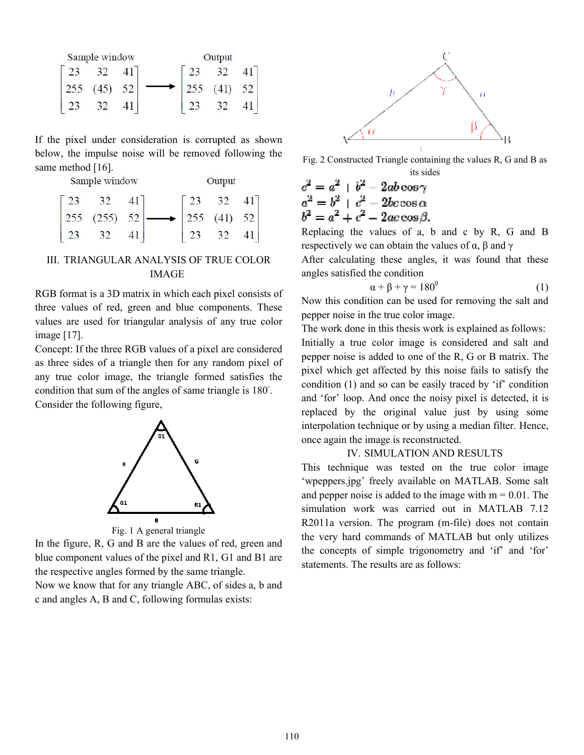Sample window → Output

$$\begin{bmatrix} 23 & 32 & 41 \\ 255 & (45) & 52 \\ 23 & 32 & 41 \end{bmatrix} \longrightarrow \begin{bmatrix} 23 & 32 & 41 \\ 255 & (41) & 52 \\ 23 & 32 & 41 \end{bmatrix}$$

If the pixel under consideration is corrupted as shown below, the impulse noise will be removed following the same method [16].

Sample window → Output

$$\begin{bmatrix} 23 & 32 & 41 \\ 255 & (255) & 52 \\ 23 & 32 & 41 \end{bmatrix} \longrightarrow \begin{bmatrix} 23 & 32 & 41 \\ 255 & (41) & 52 \\ 23 & 32 & 41 \end{bmatrix}$$

## III. TRIANGULAR ANALYSIS OF TRUE COLOR IMAGE

RGB format is a 3D matrix in which each pixel consists of three values of red, green and blue components. These values are used for triangular analysis of any true color image [17].

Concept: If the three RGB values of a pixel are considered as three sides of a triangle then for any random pixel of any true color image, the triangle formed satisfies the condition that sum of the angles of same triangle is 180°.

Consider the following figure,

Fig. 1 A general triangle

In the figure, R, G and B are the values of red, green and blue component values of the pixel and R1, G1 and B1 are the respective angles formed by the same triangle.

Now we know that for any triangle ABC, of sides a, b and c and angles A, B and C, following formulas exists:

Fig. 2 Constructed Triangle containing the values R, G and B as its sides

$$c^2 = a^2 + b^2 - 2ab\cos\gamma$$
$$a^2 = b^2 + c^2 - 2bc\cos\alpha$$
$$b^2 = a^2 + c^2 - 2ac\cos\beta.$$

Replacing the values of a, b and c by R, G and B respectively we can obtain the values of α, β and γ

After calculating these angles, it was found that these angles satisfied the condition

$$\alpha + \beta + \gamma = 180^0 \qquad (1)$$

Now this condition can be used for removing the salt and pepper noise in the true color image.

The work done in this thesis work is explained as follows:

Initially a true color image is considered and salt and pepper noise is added to one of the R, G or B matrix. The pixel which get affected by this noise fails to satisfy the condition (1) and so can be easily traced by 'if' condition and 'for' loop. And once the noisy pixel is detected, it is replaced by the original value just by using some interpolation technique or by using a median filter. Hence, once again the image is reconstructed.

## IV. SIMULATION AND RESULTS

This technique was tested on the true color image 'wpeppers.jpg' freely available on MATLAB. Some salt and pepper noise is added to the image with m = 0.01. The simulation work was carried out in MATLAB 7.12 R2011a version. The program (m-file) does not contain the very hard commands of MATLAB but only utilizes the concepts of simple trigonometry and 'if' and 'for' statements. The results are as follows: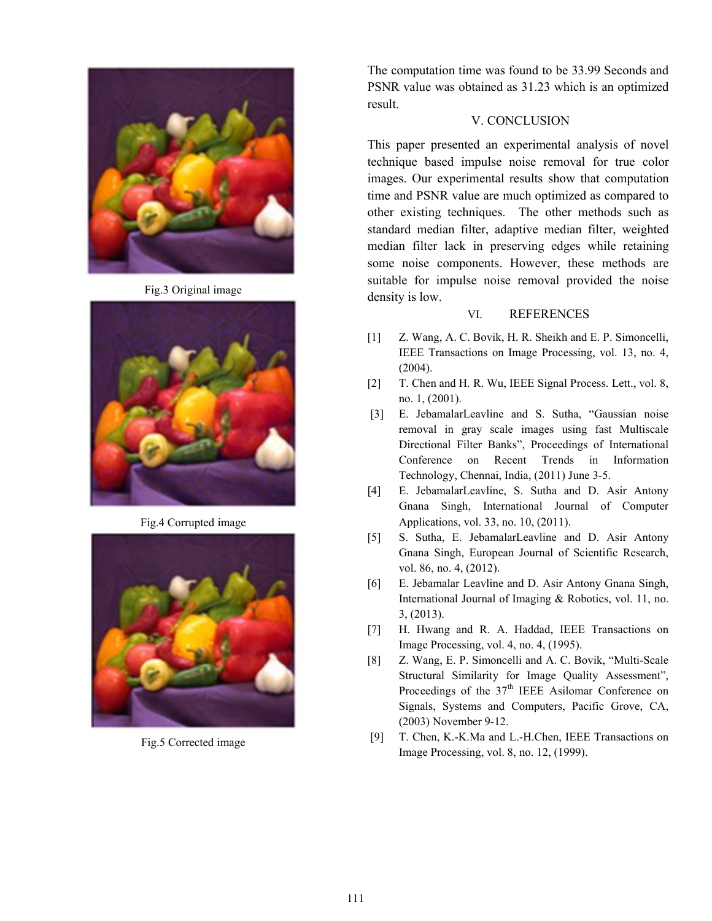Fig.3 Original image

Fig.4 Corrupted image

Fig.5 Corrected image

The computation time was found to be 33.99 Seconds and PSNR value was obtained as 31.23 which is an optimized result.

## V. CONCLUSION

This paper presented an experimental analysis of novel technique based impulse noise removal for true color images. Our experimental results show that computation time and PSNR value are much optimized as compared to other existing techniques. The other methods such as standard median filter, adaptive median filter, weighted median filter lack in preserving edges while retaining some noise components. However, these methods are suitable for impulse noise removal provided the noise density is low.

## VI. REFERENCES

[1] Z. Wang, A. C. Bovik, H. R. Sheikh and E. P. Simoncelli, IEEE Transactions on Image Processing, vol. 13, no. 4, (2004).

[2] T. Chen and H. R. Wu, IEEE Signal Process. Lett., vol. 8, no. 1, (2001).

[3] E. JebamalarLeavline and S. Sutha, "Gaussian noise removal in gray scale images using fast Multiscale Directional Filter Banks", Proceedings of International Conference on Recent Trends in Information Technology, Chennai, India, (2011) June 3-5.

[4] E. JebamalarLeavline, S. Sutha and D. Asir Antony Gnana Singh, International Journal of Computer Applications, vol. 33, no. 10, (2011).

[5] S. Sutha, E. JebamalarLeavline and D. Asir Antony Gnana Singh, European Journal of Scientific Research, vol. 86, no. 4, (2012).

[6] E. Jebamalar Leavline and D. Asir Antony Gnana Singh, International Journal of Imaging & Robotics, vol. 11, no. 3, (2013).

[7] H. Hwang and R. A. Haddad, IEEE Transactions on Image Processing, vol. 4, no. 4, (1995).

[8] Z. Wang, E. P. Simoncelli and A. C. Bovik, "Multi-Scale Structural Similarity for Image Quality Assessment", Proceedings of the 37th IEEE Asilomar Conference on Signals, Systems and Computers, Pacific Grove, CA, (2003) November 9-12.

[9] T. Chen, K.-K.Ma and L.-H.Chen, IEEE Transactions on Image Processing, vol. 8, no. 12, (1999).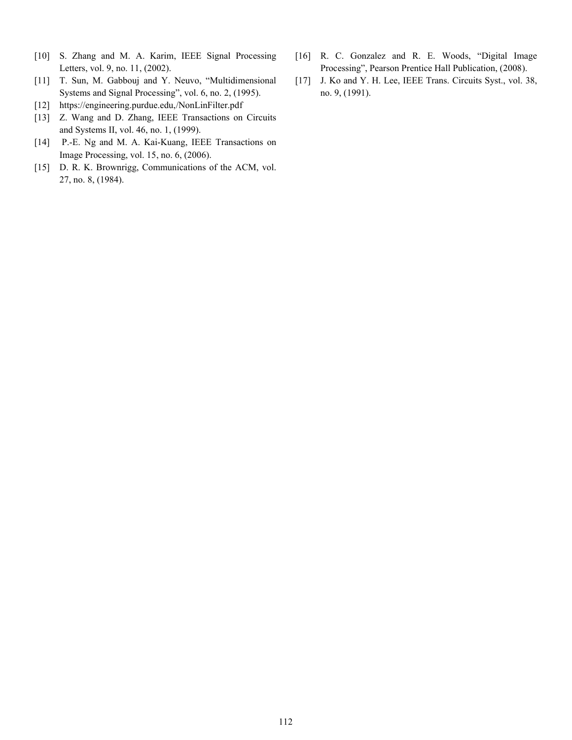[10] S. Zhang and M. A. Karim, IEEE Signal Processing Letters, vol. 9, no. 11, (2002).

[11] T. Sun, M. Gabbouj and Y. Neuvo, "Multidimensional Systems and Signal Processing", vol. 6, no. 2, (1995).

[12] https://engineering.purdue.edu,/NonLinFilter.pdf

[13] Z. Wang and D. Zhang, IEEE Transactions on Circuits and Systems II, vol. 46, no. 1, (1999).

[14] P.-E. Ng and M. A. Kai-Kuang, IEEE Transactions on Image Processing, vol. 15, no. 6, (2006).

[15] D. R. K. Brownrigg, Communications of the ACM, vol. 27, no. 8, (1984).

[16] R. C. Gonzalez and R. E. Woods, "Digital Image Processing", Pearson Prentice Hall Publication, (2008).

[17] J. Ko and Y. H. Lee, IEEE Trans. Circuits Syst., vol. 38, no. 9, (1991).